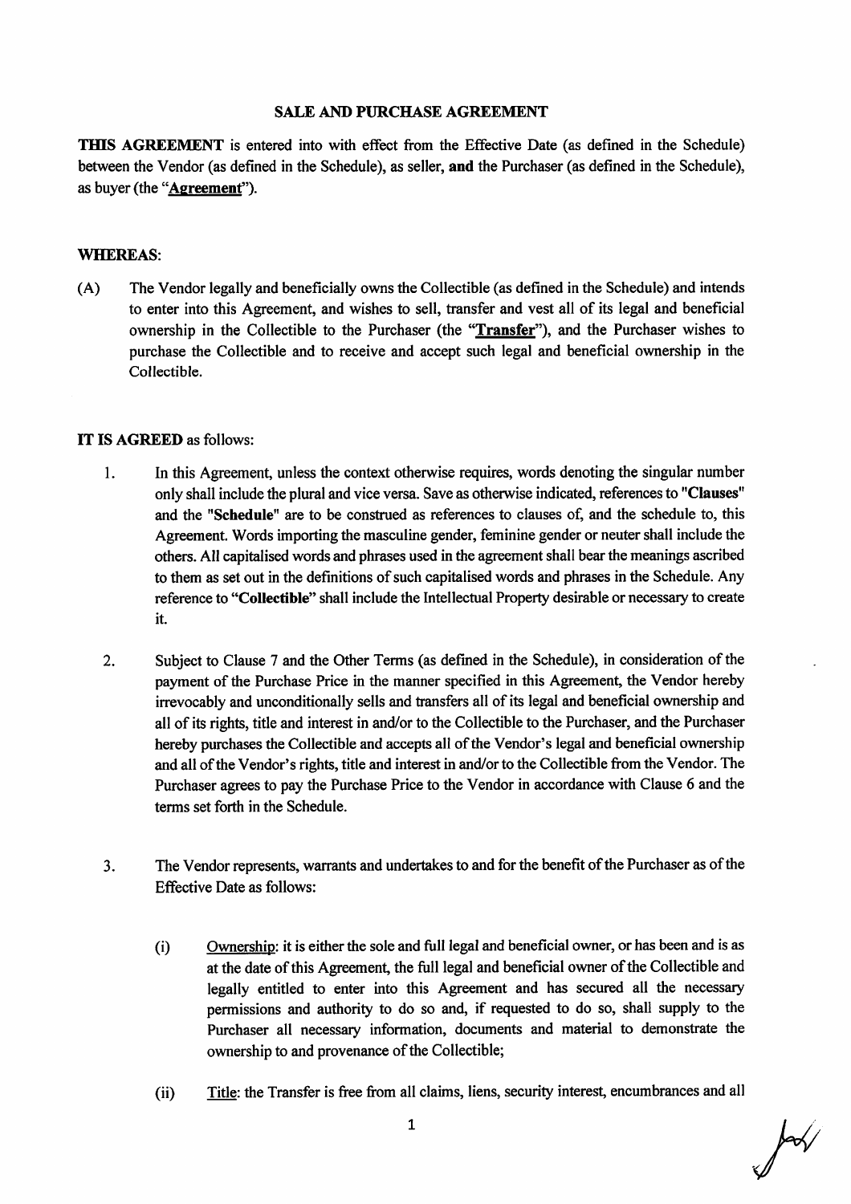**SALE AND PURCHASE AGREEMENT**

**THIS AGREEMENT** is entered into with effect from the Effective Date (as defined in the Schedule) between the Vendor (as defined in the Schedule), as seller, **and** the Purchaser (as defined in the Schedule), as buyer (the "**Agreement**").

**WHEREAS:**

(A) The Vendor legally and beneficially owns the Collectible (as defined in the Schedule) and intends to enter into this Agreement, and wishes to sell, transfer and vest all of its legal and beneficial ownership in the Collectible to the Purchaser (the "**Transfer**"), and the Purchaser wishes to purchase the Collectible and to receive and accept such legal and beneficial ownership in the Collectible.

**IT IS AGREED** as follows:

1. In this Agreement, unless the context otherwise requires, words denoting the singular number only shall include the plural and vice versa. Save as otherwise indicated, references to "**Clauses**" and the "**Schedule**" are to be construed as references to clauses of, and the schedule to, this Agreement. Words importing the masculine gender, feminine gender or neuter shall include the others. All capitalised words and phrases used in the agreement shall bear the meanings ascribed to them as set out in the definitions of such capitalised words and phrases in the Schedule. Any reference to "**Collectible**" shall include the Intellectual Property desirable or necessary to create it.

2. Subject to Clause 7 and the Other Terms (as defined in the Schedule), in consideration of the payment of the Purchase Price in the manner specified in this Agreement, the Vendor hereby irrevocably and unconditionally sells and transfers all of its legal and beneficial ownership and all of its rights, title and interest in and/or to the Collectible to the Purchaser, and the Purchaser hereby purchases the Collectible and accepts all of the Vendor's legal and beneficial ownership and all of the Vendor's rights, title and interest in and/or to the Collectible from the Vendor. The Purchaser agrees to pay the Purchase Price to the Vendor in accordance with Clause 6 and the terms set forth in the Schedule.

3. The Vendor represents, warrants and undertakes to and for the benefit of the Purchaser as of the Effective Date as follows:

   (i) Ownership: it is either the sole and full legal and beneficial owner, or has been and is as at the date of this Agreement, the full legal and beneficial owner of the Collectible and legally entitled to enter into this Agreement and has secured all the necessary permissions and authority to do so and, if requested to do so, shall supply to the Purchaser all necessary information, documents and material to demonstrate the ownership to and provenance of the Collectible;

   (ii) Title: the Transfer is free from all claims, liens, security interest, encumbrances and all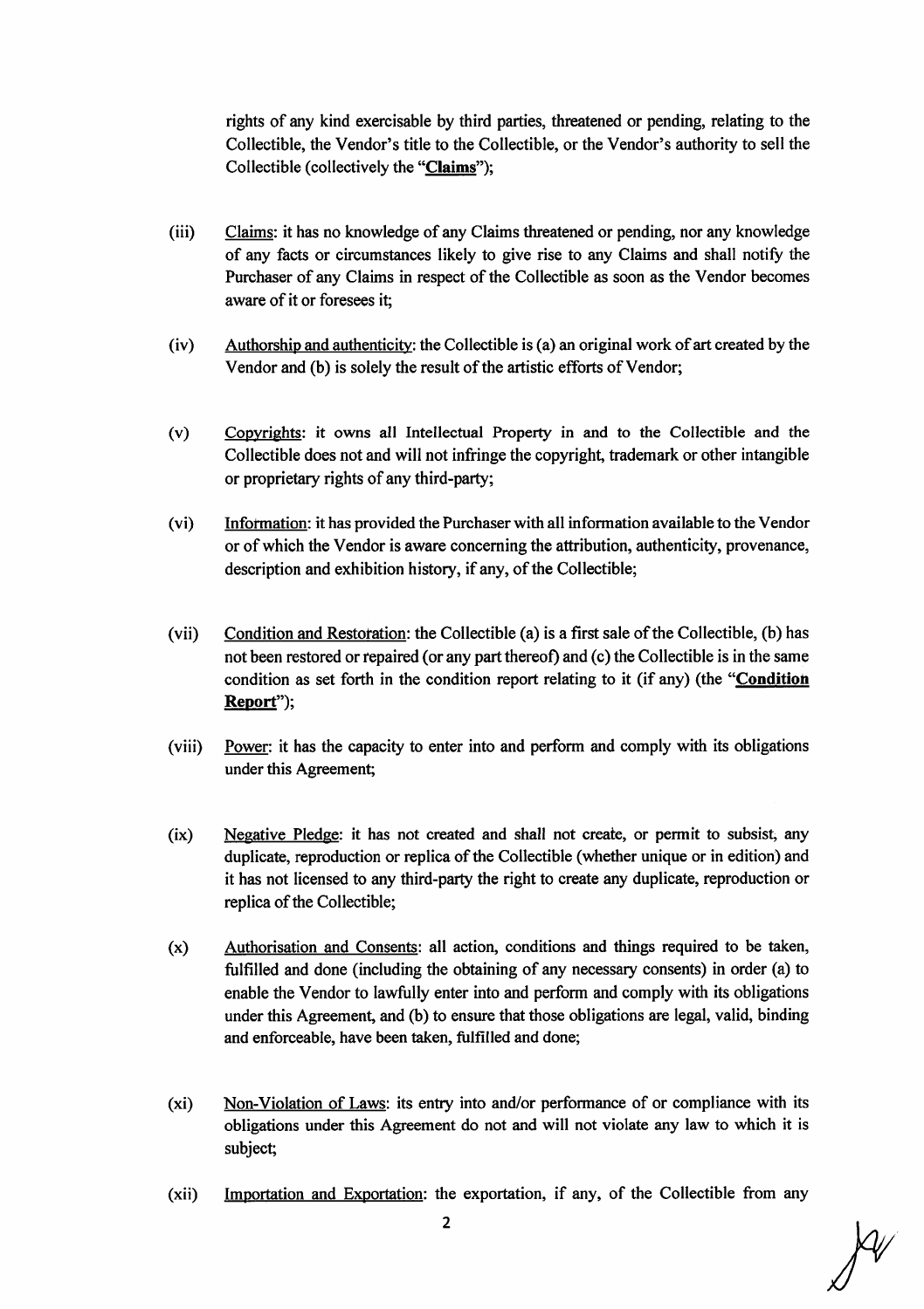rights of any kind exercisable by third parties, threatened or pending, relating to the Collectible, the Vendor's title to the Collectible, or the Vendor's authority to sell the Collectible (collectively the "**Claims**");

(iii) Claims: it has no knowledge of any Claims threatened or pending, nor any knowledge of any facts or circumstances likely to give rise to any Claims and shall notify the Purchaser of any Claims in respect of the Collectible as soon as the Vendor becomes aware of it or foresees it;

(iv) Authorship and authenticity: the Collectible is (a) an original work of art created by the Vendor and (b) is solely the result of the artistic efforts of Vendor;

(v) Copyrights: it owns all Intellectual Property in and to the Collectible and the Collectible does not and will not infringe the copyright, trademark or other intangible or proprietary rights of any third-party;

(vi) Information: it has provided the Purchaser with all information available to the Vendor or of which the Vendor is aware concerning the attribution, authenticity, provenance, description and exhibition history, if any, of the Collectible;

(vii) Condition and Restoration: the Collectible (a) is a first sale of the Collectible, (b) has not been restored or repaired (or any part thereof) and (c) the Collectible is in the same condition as set forth in the condition report relating to it (if any) (the "**Condition Report**");

(viii) Power: it has the capacity to enter into and perform and comply with its obligations under this Agreement;

(ix) Negative Pledge: it has not created and shall not create, or permit to subsist, any duplicate, reproduction or replica of the Collectible (whether unique or in edition) and it has not licensed to any third-party the right to create any duplicate, reproduction or replica of the Collectible;

(x) Authorisation and Consents: all action, conditions and things required to be taken, fulfilled and done (including the obtaining of any necessary consents) in order (a) to enable the Vendor to lawfully enter into and perform and comply with its obligations under this Agreement, and (b) to ensure that those obligations are legal, valid, binding and enforceable, have been taken, fulfilled and done;

(xi) Non-Violation of Laws: its entry into and/or performance of or compliance with its obligations under this Agreement do not and will not violate any law to which it is subject;

(xii) Importation and Exportation: the exportation, if any, of the Collectible from any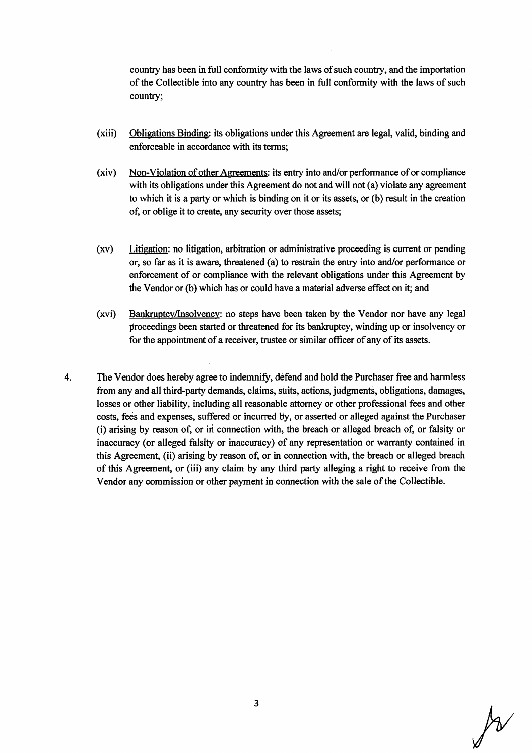country has been in full conformity with the laws of such country, and the importation of the Collectible into any country has been in full conformity with the laws of such country;

(xiii) Obligations Binding: its obligations under this Agreement are legal, valid, binding and enforceable in accordance with its terms;

(xiv) Non-Violation of other Agreements: its entry into and/or performance of or compliance with its obligations under this Agreement do not and will not (a) violate any agreement to which it is a party or which is binding on it or its assets, or (b) result in the creation of, or oblige it to create, any security over those assets;

(xv) Litigation: no litigation, arbitration or administrative proceeding is current or pending or, so far as it is aware, threatened (a) to restrain the entry into and/or performance or enforcement of or compliance with the relevant obligations under this Agreement by the Vendor or (b) which has or could have a material adverse effect on it; and

(xvi) Bankruptcy/Insolvency: no steps have been taken by the Vendor nor have any legal proceedings been started or threatened for its bankruptcy, winding up or insolvency or for the appointment of a receiver, trustee or similar officer of any of its assets.

4. The Vendor does hereby agree to indemnify, defend and hold the Purchaser free and harmless from any and all third-party demands, claims, suits, actions, judgments, obligations, damages, losses or other liability, including all reasonable attorney or other professional fees and other costs, fees and expenses, suffered or incurred by, or asserted or alleged against the Purchaser (i) arising by reason of, or in connection with, the breach or alleged breach of, or falsity or inaccuracy (or alleged falsity or inaccuracy) of any representation or warranty contained in this Agreement, (ii) arising by reason of, or in connection with, the breach or alleged breach of this Agreement, or (iii) any claim by any third party alleging a right to receive from the Vendor any commission or other payment in connection with the sale of the Collectible.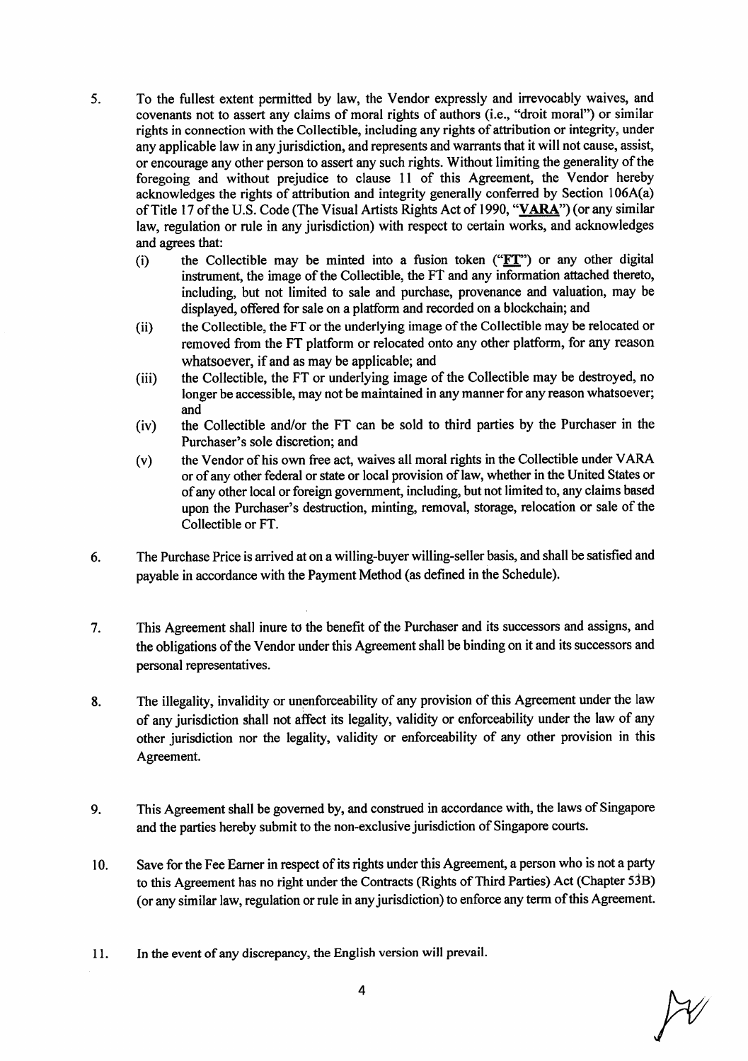5. To the fullest extent permitted by law, the Vendor expressly and irrevocably waives, and covenants not to assert any claims of moral rights of authors (i.e., "droit moral") or similar rights in connection with the Collectible, including any rights of attribution or integrity, under any applicable law in any jurisdiction, and represents and warrants that it will not cause, assist, or encourage any other person to assert any such rights. Without limiting the generality of the foregoing and without prejudice to clause 11 of this Agreement, the Vendor hereby acknowledges the rights of attribution and integrity generally conferred by Section 106A(a) of Title 17 of the U.S. Code (The Visual Artists Rights Act of 1990, "**VARA**") (or any similar law, regulation or rule in any jurisdiction) with respect to certain works, and acknowledges and agrees that:

   (i) the Collectible may be minted into a fusion token ("**FT**") or any other digital instrument, the image of the Collectible, the FT and any information attached thereto, including, but not limited to sale and purchase, provenance and valuation, may be displayed, offered for sale on a platform and recorded on a blockchain; and

   (ii) the Collectible, the FT or the underlying image of the Collectible may be relocated or removed from the FT platform or relocated onto any other platform, for any reason whatsoever, if and as may be applicable; and

   (iii) the Collectible, the FT or underlying image of the Collectible may be destroyed, no longer be accessible, may not be maintained in any manner for any reason whatsoever; and

   (iv) the Collectible and/or the FT can be sold to third parties by the Purchaser in the Purchaser's sole discretion; and

   (v) the Vendor of his own free act, waives all moral rights in the Collectible under VARA or of any other federal or state or local provision of law, whether in the United States or of any other local or foreign government, including, but not limited to, any claims based upon the Purchaser's destruction, minting, removal, storage, relocation or sale of the Collectible or FT.

6. The Purchase Price is arrived at on a willing-buyer willing-seller basis, and shall be satisfied and payable in accordance with the Payment Method (as defined in the Schedule).

7. This Agreement shall inure to the benefit of the Purchaser and its successors and assigns, and the obligations of the Vendor under this Agreement shall be binding on it and its successors and personal representatives.

8. The illegality, invalidity or unenforceability of any provision of this Agreement under the law of any jurisdiction shall not affect its legality, validity or enforceability under the law of any other jurisdiction nor the legality, validity or enforceability of any other provision in this Agreement.

9. This Agreement shall be governed by, and construed in accordance with, the laws of Singapore and the parties hereby submit to the non-exclusive jurisdiction of Singapore courts.

10. Save for the Fee Earner in respect of its rights under this Agreement, a person who is not a party to this Agreement has no right under the Contracts (Rights of Third Parties) Act (Chapter 53B) (or any similar law, regulation or rule in any jurisdiction) to enforce any term of this Agreement.

11. In the event of any discrepancy, the English version will prevail.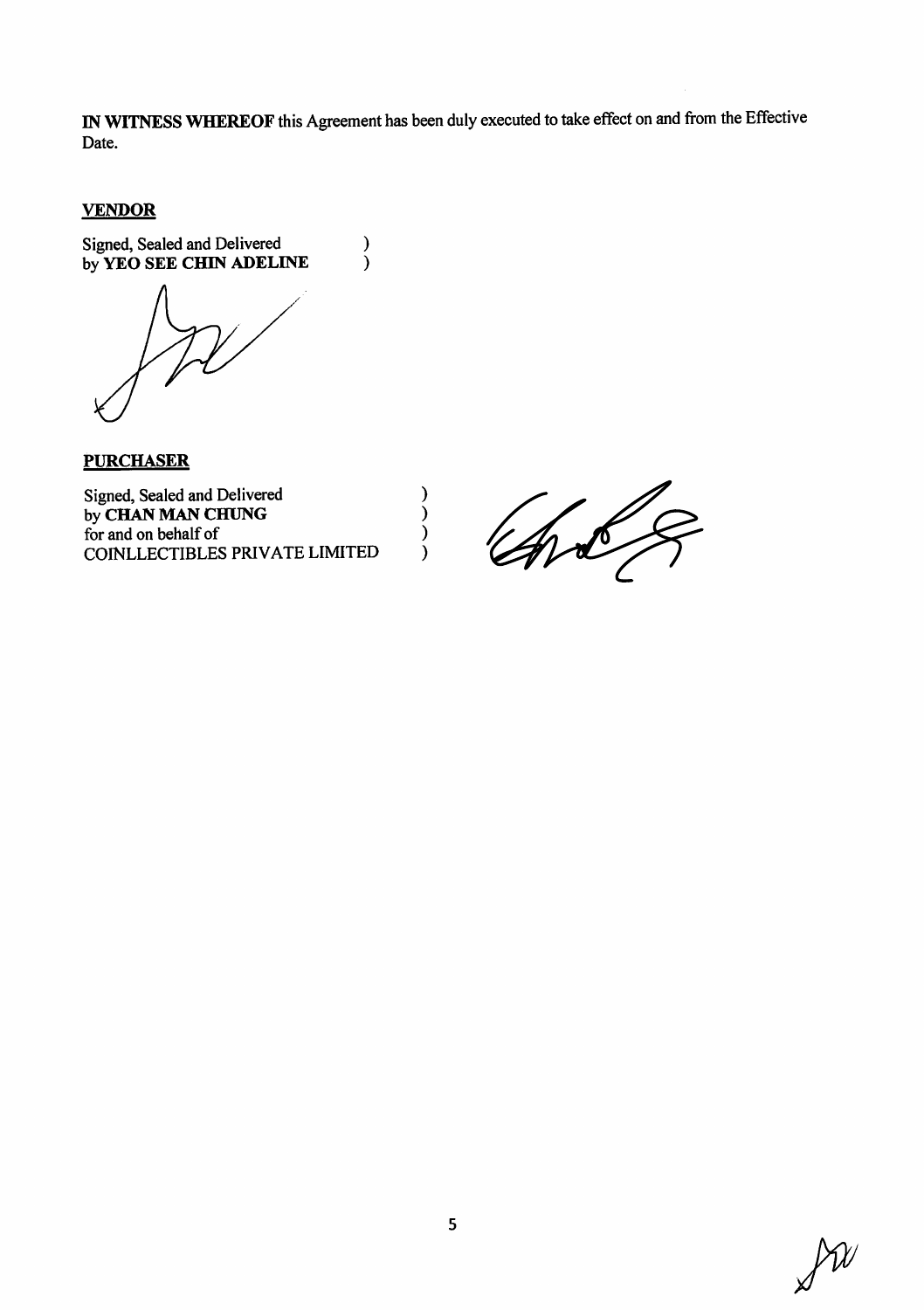**IN WITNESS WHEREOF** this Agreement has been duly executed to take effect on and from the Effective Date.

**VENDOR**

Signed, Sealed and Delivered )
by **YEO SEE CHIN ADELINE** )

**PURCHASER**

Signed, Sealed and Delivered )
by **CHAN MAN CHUNG** )
for and on behalf of )
COINLLECTIBLES PRIVATE LIMITED )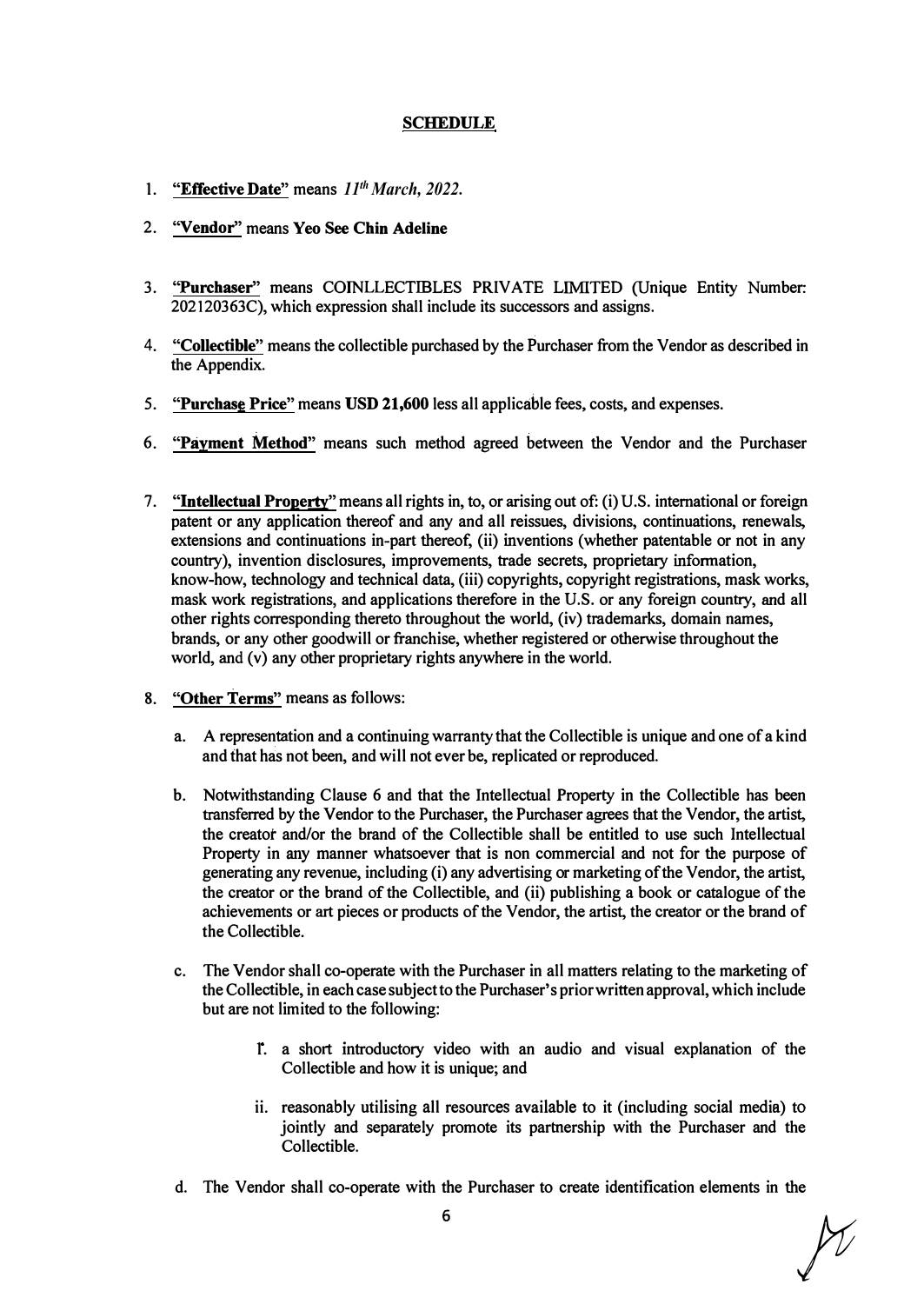## SCHEDULE

1. **"Effective Date"** means *11th March, 2022.*

2. **"Vendor"** means **Yeo See Chin Adeline**

3. **"Purchaser"** means COINLLECTIBLES PRIVATE LIMITED (Unique Entity Number: 202120363C), which expression shall include its successors and assigns.

4. **"Collectible"** means the collectible purchased by the Purchaser from the Vendor as described in the Appendix.

5. **"Purchase Price"** means **USD 21,600** less all applicable fees, costs, and expenses.

6. **"Payment Method"** means such method agreed between the Vendor and the Purchaser

7. **"Intellectual Property"** means all rights in, to, or arising out of: (i) U.S. international or foreign patent or any application thereof and any and all reissues, divisions, continuations, renewals, extensions and continuations in-part thereof, (ii) inventions (whether patentable or not in any country), invention disclosures, improvements, trade secrets, proprietary information, know-how, technology and technical data, (iii) copyrights, copyright registrations, mask works, mask work registrations, and applications therefore in the U.S. or any foreign country, and all other rights corresponding thereto throughout the world, (iv) trademarks, domain names, brands, or any other goodwill or franchise, whether registered or otherwise throughout the world, and (v) any other proprietary rights anywhere in the world.

8. **"Other Terms"** means as follows:

   a. A representation and a continuing warranty that the Collectible is unique and one of a kind and that has not been, and will not ever be, replicated or reproduced.

   b. Notwithstanding Clause 6 and that the Intellectual Property in the Collectible has been transferred by the Vendor to the Purchaser, the Purchaser agrees that the Vendor, the artist, the creator and/or the brand of the Collectible shall be entitled to use such Intellectual Property in any manner whatsoever that is non commercial and not for the purpose of generating any revenue, including (i) any advertising or marketing of the Vendor, the artist, the creator or the brand of the Collectible, and (ii) publishing a book or catalogue of the achievements or art pieces or products of the Vendor, the artist, the creator or the brand of the Collectible.

   c. The Vendor shall co-operate with the Purchaser in all matters relating to the marketing of the Collectible, in each case subject to the Purchaser's prior written approval, which include but are not limited to the following:

      i. a short introductory video with an audio and visual explanation of the Collectible and how it is unique; and

      ii. reasonably utilising all resources available to it (including social media) to jointly and separately promote its partnership with the Purchaser and the Collectible.

   d. The Vendor shall co-operate with the Purchaser to create identification elements in the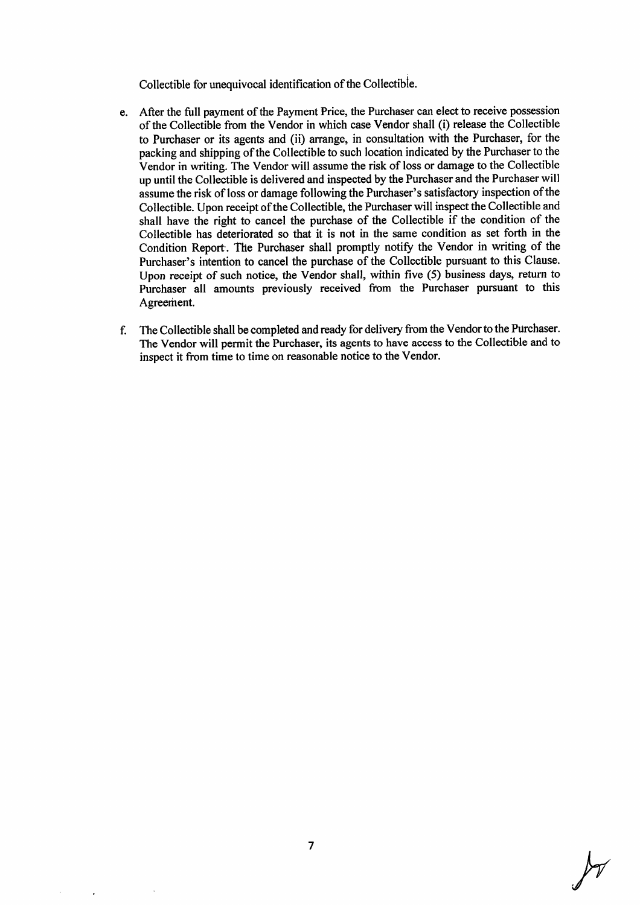Collectible for unequivocal identification of the Collectible.

e. After the full payment of the Payment Price, the Purchaser can elect to receive possession of the Collectible from the Vendor in which case Vendor shall (i) release the Collectible to Purchaser or its agents and (ii) arrange, in consultation with the Purchaser, for the packing and shipping of the Collectible to such location indicated by the Purchaser to the Vendor in writing. The Vendor will assume the risk of loss or damage to the Collectible up until the Collectible is delivered and inspected by the Purchaser and the Purchaser will assume the risk of loss or damage following the Purchaser's satisfactory inspection of the Collectible. Upon receipt of the Collectible, the Purchaser will inspect the Collectible and shall have the right to cancel the purchase of the Collectible if the condition of the Collectible has deteriorated so that it is not in the same condition as set forth in the Condition Report. The Purchaser shall promptly notify the Vendor in writing of the Purchaser's intention to cancel the purchase of the Collectible pursuant to this Clause. Upon receipt of such notice, the Vendor shall, within five (5) business days, return to Purchaser all amounts previously received from the Purchaser pursuant to this Agreement.

f. The Collectible shall be completed and ready for delivery from the Vendor to the Purchaser. The Vendor will permit the Purchaser, its agents to have access to the Collectible and to inspect it from time to time on reasonable notice to the Vendor.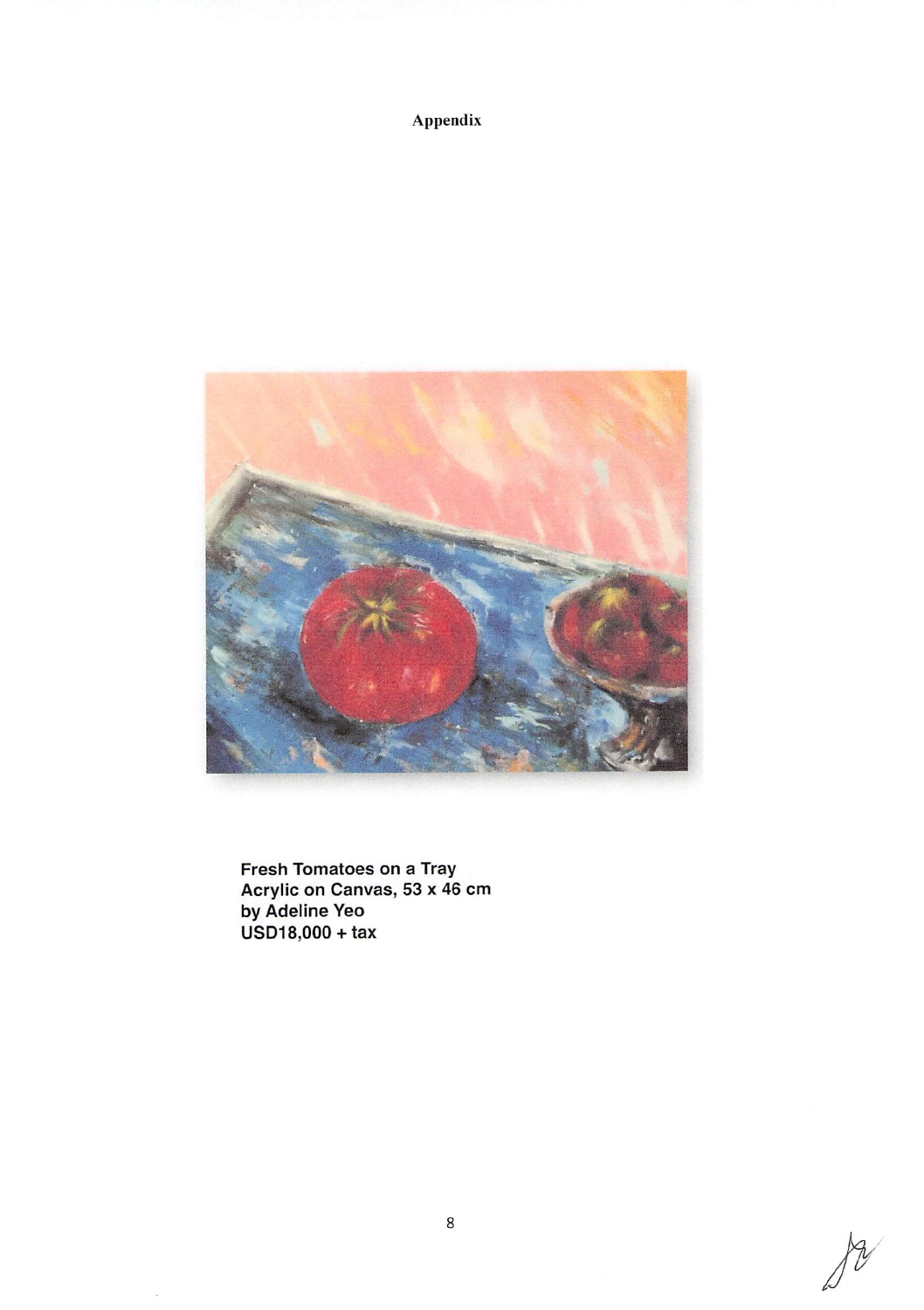**Appendix**

**Fresh Tomatoes on a Tray**
**Acrylic on Canvas, 53 x 46 cm**
**by Adeline Yeo**
**USD18,000 + tax**